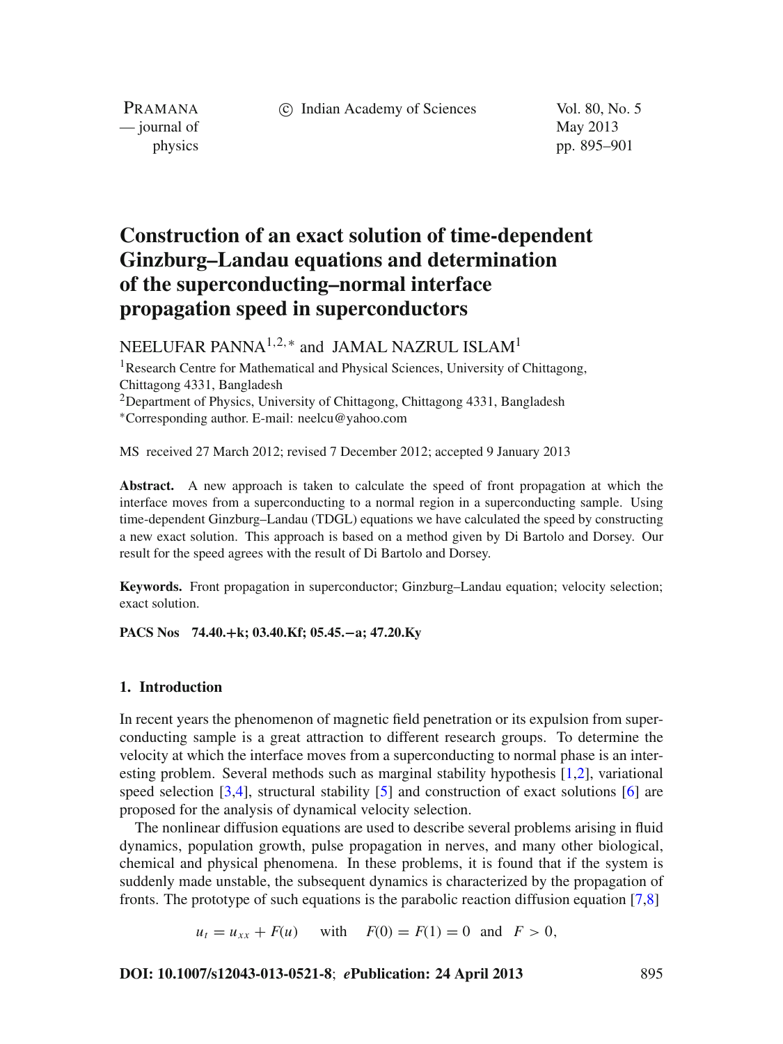# Construction of an exact solution of time-dependent Ginzburg–Landau equations and determination of the superconducting–normal interface propagation speed in superconductors

NEELUFAR PANNA[1,2,*] and JAMAL NAZRUL ISLAM[1]

[1]Research Centre for Mathematical and Physical Sciences, University of Chittagong, Chittagong 4331, Bangladesh

[2]Department of Physics, University of Chittagong, Chittagong 4331, Bangladesh

[*]Corresponding author. E-mail: neelcu@yahoo.com

MS received 27 March 2012; revised 7 December 2012; accepted 9 January 2013

**Abstract.** A new approach is taken to calculate the speed of front propagation at which the interface moves from a superconducting to a normal region in a superconducting sample. Using time-dependent Ginzburg–Landau (TDGL) equations we have calculated the speed by constructing a new exact solution. This approach is based on a method given by Di Bartolo and Dorsey. Our result for the speed agrees with the result of Di Bartolo and Dorsey.

**Keywords.** Front propagation in superconductor; Ginzburg–Landau equation; velocity selection; exact solution.

**PACS Nos** 74.40.+k; 03.40.Kf; 05.45.−a; 47.20.Ky

## 1. Introduction

In recent years the phenomenon of magnetic field penetration or its expulsion from superconducting sample is a great attraction to different research groups. To determine the velocity at which the interface moves from a superconducting to normal phase is an interesting problem. Several methods such as marginal stability hypothesis [1,2], variational speed selection [3,4], structural stability [5] and construction of exact solutions [6] are proposed for the analysis of dynamical velocity selection.

The nonlinear diffusion equations are used to describe several problems arising in fluid dynamics, population growth, pulse propagation in nerves, and many other biological, chemical and physical phenomena. In these problems, it is found that if the system is suddenly made unstable, the subsequent dynamics is characterized by the propagation of fronts. The prototype of such equations is the parabolic reaction diffusion equation [7,8]

$$u_t = u_{xx} + F(u) \quad \text{with} \quad F(0) = F(1) = 0 \;\text{ and }\; F > 0,$$

**DOI: 10.1007/s12043-013-0521-8**; ***e*Publication: 24 April 2013**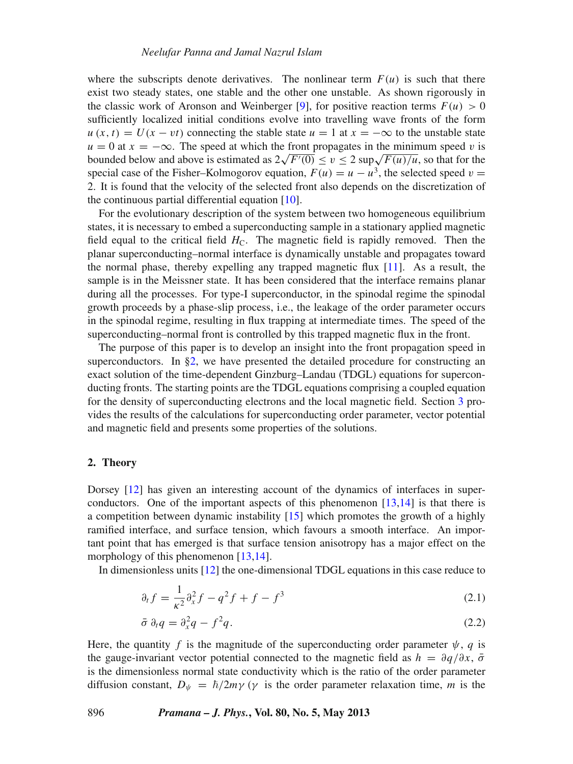where the subscripts denote derivatives. The nonlinear term $F(u)$ is such that there exist two steady states, one stable and the other one unstable. As shown rigorously in the classic work of Aronson and Weinberger [9], for positive reaction terms $F(u) > 0$ sufficiently localized initial conditions evolve into travelling wave fronts of the form $u(x,t) = U(x - vt)$ connecting the stable state $u = 1$ at $x = -\infty$ to the unstable state $u = 0$ at $x = -\infty$. The speed at which the front propagates in the minimum speed $v$ is bounded below and above is estimated as $2\sqrt{F'(0)} \leq v \leq 2\sup\sqrt{F(u)/u}$, so that for the special case of the Fisher–Kolmogorov equation, $F(u) = u - u^3$, the selected speed $v = 2$. It is found that the velocity of the selected front also depends on the discretization of the continuous partial differential equation [10].

For the evolutionary description of the system between two homogeneous equilibrium states, it is necessary to embed a superconducting sample in a stationary applied magnetic field equal to the critical field $H_C$. The magnetic field is rapidly removed. Then the planar superconducting–normal interface is dynamically unstable and propagates toward the normal phase, thereby expelling any trapped magnetic flux [11]. As a result, the sample is in the Meissner state. It has been considered that the interface remains planar during all the processes. For type-I superconductor, in the spinodal regime the spinodal growth proceeds by a phase-slip process, i.e., the leakage of the order parameter occurs in the spinodal regime, resulting in flux trapping at intermediate times. The speed of the superconducting–normal front is controlled by this trapped magnetic flux in the front.

The purpose of this paper is to develop an insight into the front propagation speed in superconductors. In §2, we have presented the detailed procedure for constructing an exact solution of the time-dependent Ginzburg–Landau (TDGL) equations for superconducting fronts. The starting points are the TDGL equations comprising a coupled equation for the density of superconducting electrons and the local magnetic field. Section 3 provides the results of the calculations for superconducting order parameter, vector potential and magnetic field and presents some properties of the solutions.

## 2. Theory

Dorsey [12] has given an interesting account of the dynamics of interfaces in superconductors. One of the important aspects of this phenomenon [13,14] is that there is a competition between dynamic instability [15] which promotes the growth of a highly ramified interface, and surface tension, which favours a smooth interface. An important point that has emerged is that surface tension anisotropy has a major effect on the morphology of this phenomenon [13,14].

In dimensionless units [12] the one-dimensional TDGL equations in this case reduce to

$$\partial_t f = \frac{1}{\kappa^2}\partial_x^2 f - q^2 f + f - f^3 \tag{2.1}$$

$$\bar{\sigma}\,\partial_t q = \partial_x^2 q - f^2 q. \tag{2.2}$$

Here, the quantity $f$ is the magnitude of the superconducting order parameter $\psi$, $q$ is the gauge-invariant vector potential connected to the magnetic field as $h = \partial q/\partial x$, $\bar{\sigma}$ is the dimensionless normal state conductivity which is the ratio of the order parameter diffusion constant, $D_\psi = \hbar/2m\gamma$ ($\gamma$ is the order parameter relaxation time, $m$ is the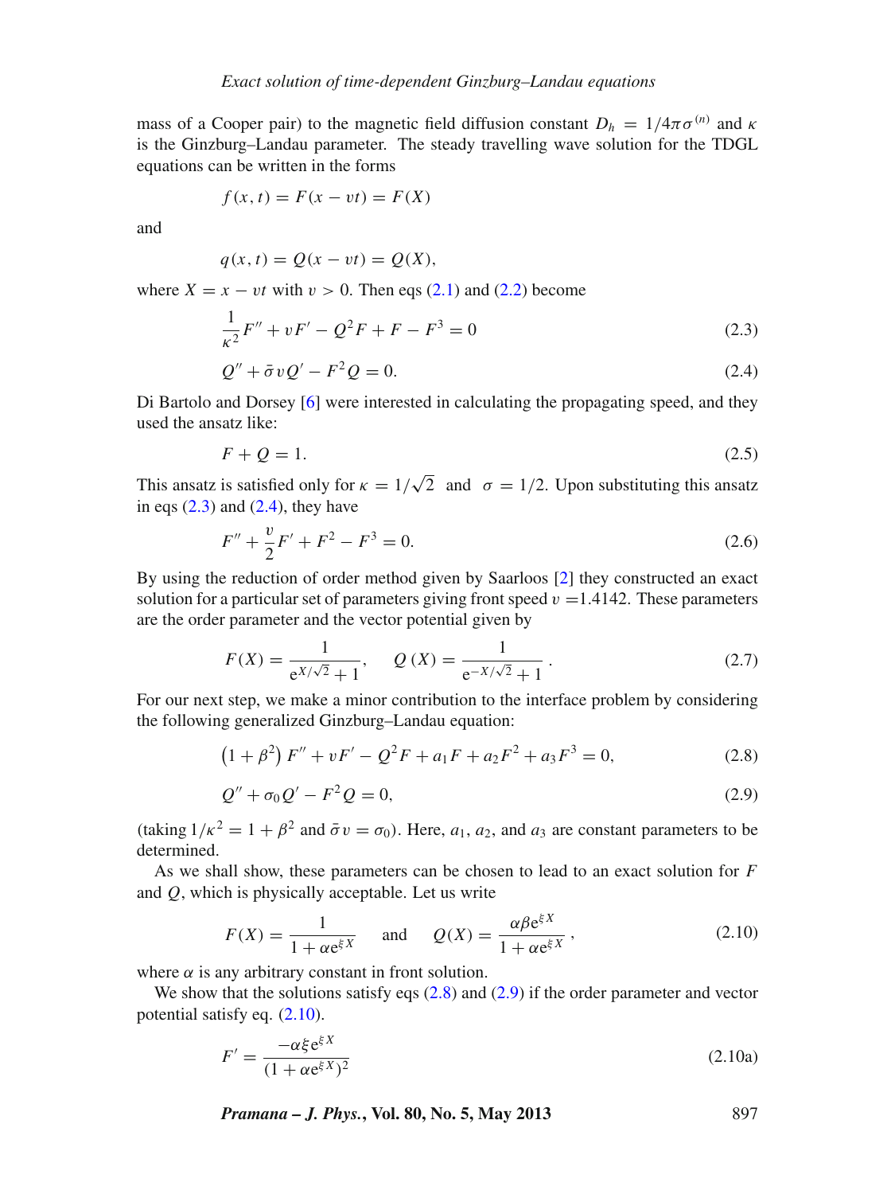mass of a Cooper pair) to the magnetic field diffusion constant $D_h = 1/4\pi\sigma^{(n)}$ and $\kappa$ is the Ginzburg–Landau parameter. The steady travelling wave solution for the TDGL equations can be written in the forms

$$f(x,t) = F(x - vt) = F(X)$$

and

$$q(x,t) = Q(x - vt) = Q(X),$$

where $X = x - vt$ with $v > 0$. Then eqs (2.1) and (2.2) become

$$\frac{1}{\kappa^2}F'' + vF' - Q^2F + F - F^3 = 0 \tag{2.3}$$

$$Q'' + \bar{\sigma}vQ' - F^2Q = 0. \tag{2.4}$$

Di Bartolo and Dorsey [6] were interested in calculating the propagating speed, and they used the ansatz like:

$$F + Q = 1. \tag{2.5}$$

This ansatz is satisfied only for $\kappa = 1/\sqrt{2}$ and $\sigma = 1/2$. Upon substituting this ansatz in eqs (2.3) and (2.4), they have

$$F'' + \frac{v}{2}F' + F^2 - F^3 = 0. \tag{2.6}$$

By using the reduction of order method given by Saarloos [2] they constructed an exact solution for a particular set of parameters giving front speed $v$ =1.4142. These parameters are the order parameter and the vector potential given by

$$F(X) = \frac{1}{e^{X/\sqrt{2}} + 1}, \quad Q(X) = \frac{1}{e^{-X/\sqrt{2}} + 1}. \tag{2.7}$$

For our next step, we make a minor contribution to the interface problem by considering the following generalized Ginzburg–Landau equation:

$$\left(1 + \beta^2\right)F'' + vF' - Q^2F + a_1F + a_2F^2 + a_3F^3 = 0, \tag{2.8}$$

$$Q'' + \sigma_0 Q' - F^2Q = 0, \tag{2.9}$$

(taking $1/\kappa^2 = 1 + \beta^2$ and $\bar{\sigma}v = \sigma_0$). Here, $a_1$, $a_2$, and $a_3$ are constant parameters to be determined.

As we shall show, these parameters can be chosen to lead to an exact solution for $F$ and $Q$, which is physically acceptable. Let us write

$$F(X) = \frac{1}{1 + \alpha e^{\xi X}} \quad \text{and} \quad Q(X) = \frac{\alpha\beta e^{\xi X}}{1 + \alpha e^{\xi X}}, \tag{2.10}$$

where $\alpha$ is any arbitrary constant in front solution.

We show that the solutions satisfy eqs (2.8) and (2.9) if the order parameter and vector potential satisfy eq. (2.10).

$$F' = \frac{-\alpha\xi e^{\xi X}}{(1 + \alpha e^{\xi X})^2} \tag{2.10a}$$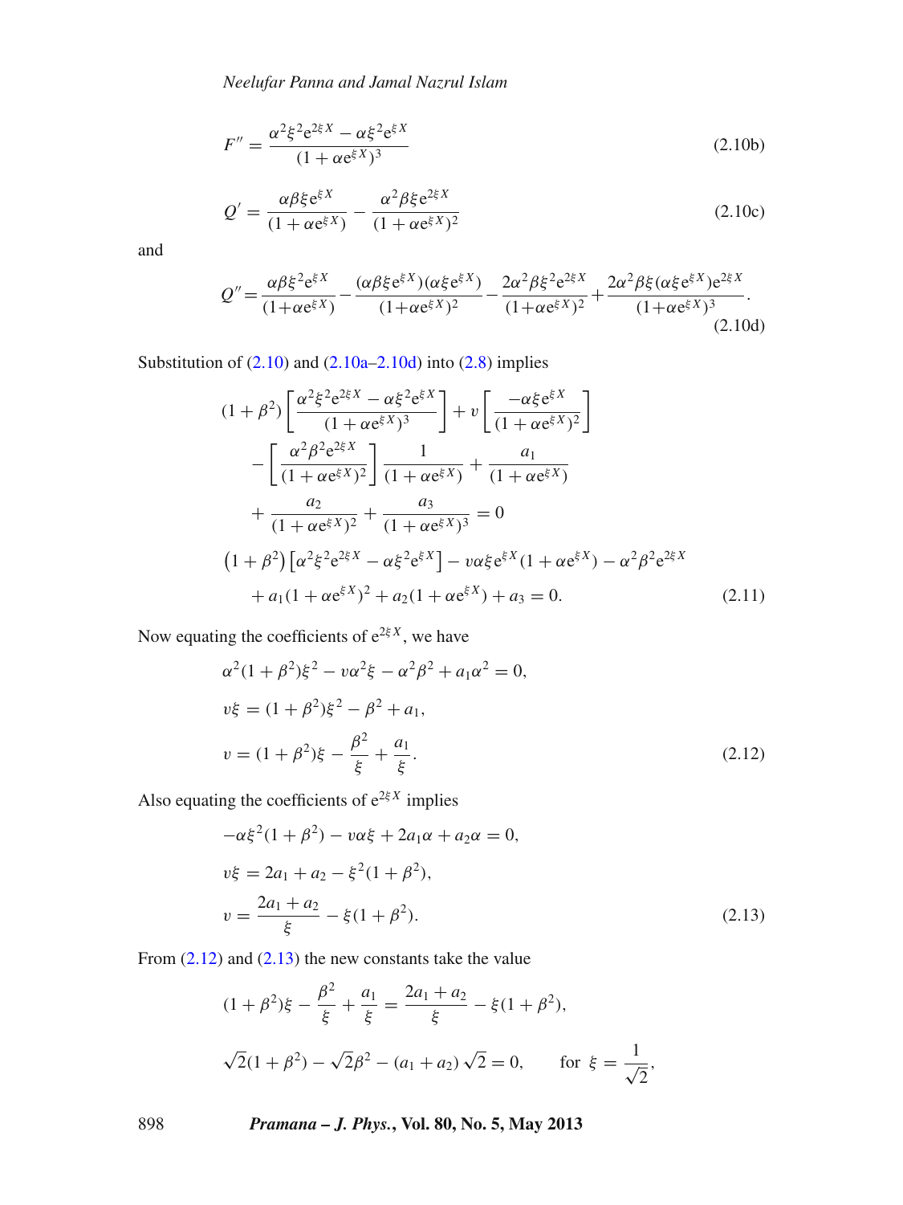$$F'' = \frac{\alpha^2\xi^2 e^{2\xi X} - \alpha\xi^2 e^{\xi X}}{(1+\alpha e^{\xi X})^3} \tag{2.10b}$$

$$Q' = \frac{\alpha\beta\xi e^{\xi X}}{(1+\alpha e^{\xi X})} - \frac{\alpha^2\beta\xi e^{2\xi X}}{(1+\alpha e^{\xi X})^2} \tag{2.10c}$$

and

$$Q'' = \frac{\alpha\beta\xi^2 e^{\xi X}}{(1+\alpha e^{\xi X})} - \frac{(\alpha\beta\xi e^{\xi X})(\alpha\xi e^{\xi X})}{(1+\alpha e^{\xi X})^2} - \frac{2\alpha^2\beta\xi^2 e^{2\xi X}}{(1+\alpha e^{\xi X})^2} + \frac{2\alpha^2\beta\xi(\alpha\xi e^{\xi X})e^{2\xi X}}{(1+\alpha e^{\xi X})^3}. \tag{2.10d}$$

Substitution of (2.10) and (2.10a–2.10d) into (2.8) implies

$$\begin{aligned}
&(1+\beta^2)\left[\frac{\alpha^2\xi^2 e^{2\xi X} - \alpha\xi^2 e^{\xi X}}{(1+\alpha e^{\xi X})^3}\right] + v\left[\frac{-\alpha\xi e^{\xi X}}{(1+\alpha e^{\xi X})^2}\right] \\
&\quad - \left[\frac{\alpha^2\beta^2 e^{2\xi X}}{(1+\alpha e^{\xi X})^2}\right]\frac{1}{(1+\alpha e^{\xi X})} + \frac{a_1}{(1+\alpha e^{\xi X})} \\
&\quad + \frac{a_2}{(1+\alpha e^{\xi X})^2} + \frac{a_3}{(1+\alpha e^{\xi X})^3} = 0 \\
&\left(1+\beta^2\right)\left[\alpha^2\xi^2 e^{2\xi X} - \alpha\xi^2 e^{\xi X}\right] - v\alpha\xi e^{\xi X}(1+\alpha e^{\xi X}) - \alpha^2\beta^2 e^{2\xi X} \\
&\quad + a_1(1+\alpha e^{\xi X})^2 + a_2(1+\alpha e^{\xi X}) + a_3 = 0.
\end{aligned} \tag{2.11}$$

Now equating the coefficients of $e^{2\xi X}$, we have

$$\begin{aligned}
&\alpha^2(1+\beta^2)\xi^2 - v\alpha^2\xi - \alpha^2\beta^2 + a_1\alpha^2 = 0, \\
&v\xi = (1+\beta^2)\xi^2 - \beta^2 + a_1, \\
&v = (1+\beta^2)\xi - \frac{\beta^2}{\xi} + \frac{a_1}{\xi}.
\end{aligned} \tag{2.12}$$

Also equating the coefficients of $e^{2\xi X}$ implies

$$\begin{aligned}
&-\alpha\xi^2(1+\beta^2) - v\alpha\xi + 2a_1\alpha + a_2\alpha = 0, \\
&v\xi = 2a_1 + a_2 - \xi^2(1+\beta^2), \\
&v = \frac{2a_1 + a_2}{\xi} - \xi(1+\beta^2).
\end{aligned} \tag{2.13}$$

From (2.12) and (2.13) the new constants take the value

$$(1+\beta^2)\xi - \frac{\beta^2}{\xi} + \frac{a_1}{\xi} = \frac{2a_1 + a_2}{\xi} - \xi(1+\beta^2),$$

$$\sqrt{2}(1+\beta^2) - \sqrt{2}\beta^2 - (a_1 + a_2)\sqrt{2} = 0, \qquad \text{for } \xi = \frac{1}{\sqrt{2}},$$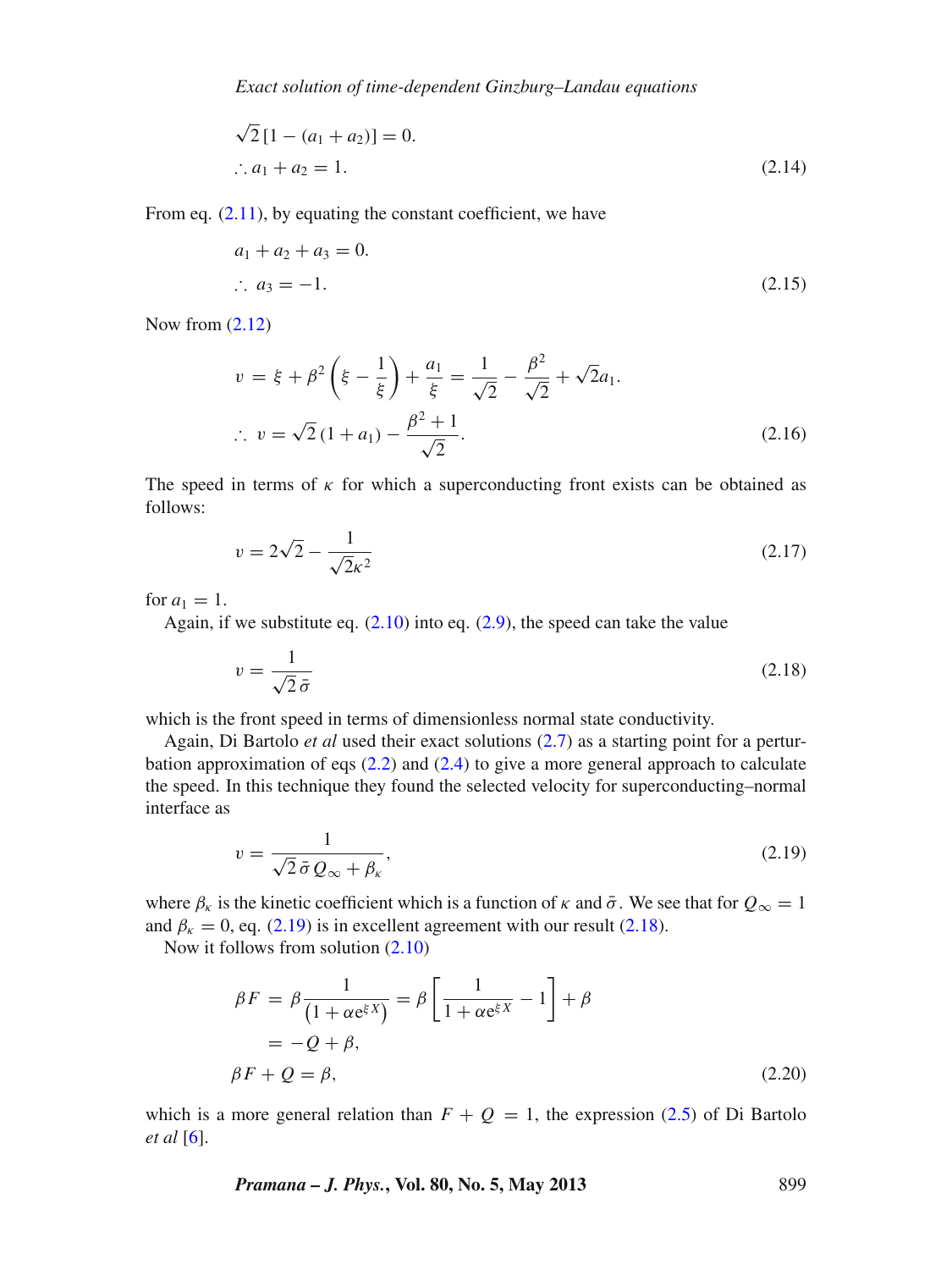$$\sqrt{2}\,[1-(a_1+a_2)]=0.$$

$$\therefore a_1+a_2=1. \tag{2.14}$$

From eq. (2.11), by equating the constant coefficient, we have

$$a_1+a_2+a_3=0.$$

$$\therefore\ a_3=-1. \tag{2.15}$$

Now from (2.12)

$$v=\xi+\beta^2\left(\xi-\frac{1}{\xi}\right)+\frac{a_1}{\xi}=\frac{1}{\sqrt{2}}-\frac{\beta^2}{\sqrt{2}}+\sqrt{2}a_1.$$

$$\therefore\ v=\sqrt{2}\,(1+a_1)-\frac{\beta^2+1}{\sqrt{2}}. \tag{2.16}$$

The speed in terms of $\kappa$ for which a superconducting front exists can be obtained as follows:

$$v=2\sqrt{2}-\frac{1}{\sqrt{2}\kappa^2} \tag{2.17}$$

for $a_1=1$.

Again, if we substitute eq. (2.10) into eq. (2.9), the speed can take the value

$$v=\frac{1}{\sqrt{2}\,\bar{\sigma}} \tag{2.18}$$

which is the front speed in terms of dimensionless normal state conductivity.

Again, Di Bartolo *et al* used their exact solutions (2.7) as a starting point for a perturbation approximation of eqs (2.2) and (2.4) to give a more general approach to calculate the speed. In this technique they found the selected velocity for superconducting–normal interface as

$$v=\frac{1}{\sqrt{2}\,\bar{\sigma}\,Q_\infty+\beta_\kappa}, \tag{2.19}$$

where $\beta_\kappa$ is the kinetic coefficient which is a function of $\kappa$ and $\bar{\sigma}$. We see that for $Q_\infty=1$ and $\beta_\kappa=0$, eq. (2.19) is in excellent agreement with our result (2.18).

Now it follows from solution (2.10)

$$\begin{aligned}\beta F&=\beta\frac{1}{\left(1+\alpha\mathrm{e}^{\xi X}\right)}=\beta\left[\frac{1}{1+\alpha\mathrm{e}^{\xi X}}-1\right]+\beta\\&=-Q+\beta,\\ \beta F+Q&=\beta,\end{aligned} \tag{2.20}$$

which is a more general relation than $F+Q=1$, the expression (2.5) of Di Bartolo *et al* [6].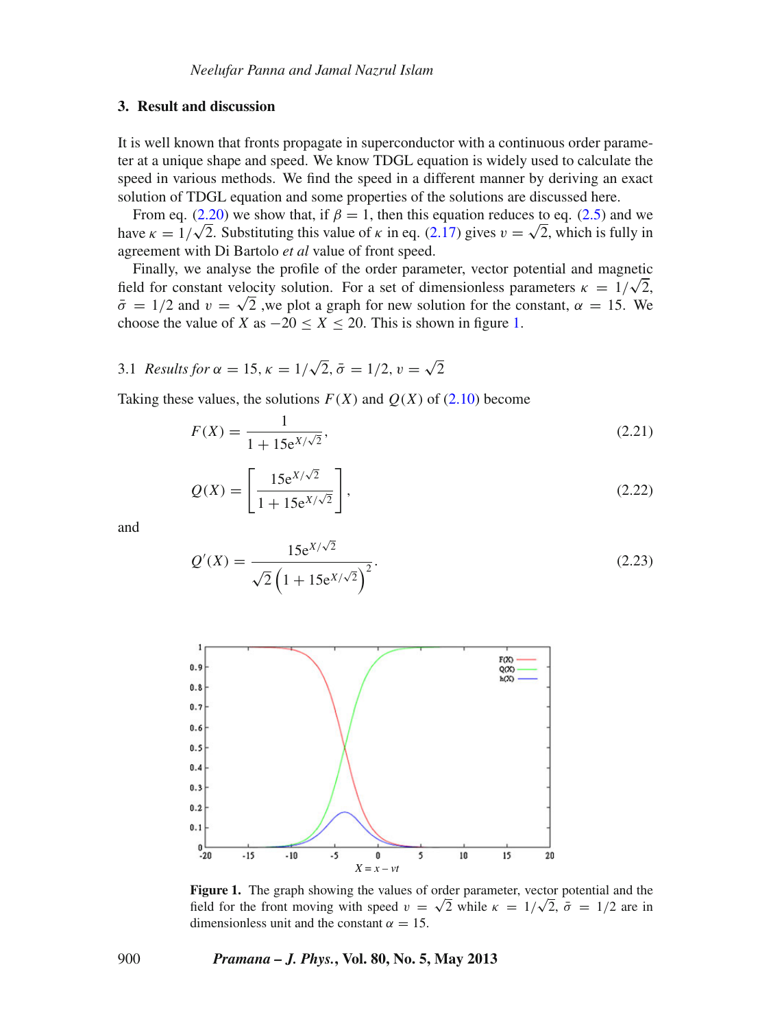## 3. Result and discussion

It is well known that fronts propagate in superconductor with a continuous order parameter at a unique shape and speed. We know TDGL equation is widely used to calculate the speed in various methods. We find the speed in a different manner by deriving an exact solution of TDGL equation and some properties of the solutions are discussed here.

From eq. (2.20) we show that, if $\beta = 1$, then this equation reduces to eq. (2.5) and we have $\kappa = 1/\sqrt{2}$. Substituting this value of $\kappa$ in eq. (2.17) gives $v = \sqrt{2}$, which is fully in agreement with Di Bartolo *et al* value of front speed.

Finally, we analyse the profile of the order parameter, vector potential and magnetic field for constant velocity solution. For a set of dimensionless parameters $\kappa = 1/\sqrt{2}$, $\bar{\sigma} = 1/2$ and $v = \sqrt{2}$ ,we plot a graph for new solution for the constant, $\alpha = 15$. We choose the value of $X$ as $-20 \leq X \leq 20$. This is shown in figure 1.

### 3.1 *Results for* $\alpha = 15$, $\kappa = 1/\sqrt{2}$, $\bar{\sigma} = 1/2$, $v = \sqrt{2}$

Taking these values, the solutions $F(X)$ and $Q(X)$ of (2.10) become

$$F(X) = \frac{1}{1 + 15\mathrm{e}^{X/\sqrt{2}}}, \tag{2.21}$$

$$Q(X) = \left[\frac{15\mathrm{e}^{X/\sqrt{2}}}{1 + 15\mathrm{e}^{X/\sqrt{2}}}\right], \tag{2.22}$$

and

$$Q'(X) = \frac{15\mathrm{e}^{X/\sqrt{2}}}{\sqrt{2}\left(1 + 15\mathrm{e}^{X/\sqrt{2}}\right)^2}. \tag{2.23}$$

**Figure 1.** The graph showing the values of order parameter, vector potential and the field for the front moving with speed $v = \sqrt{2}$ while $\kappa = 1/\sqrt{2}$, $\bar{\sigma} = 1/2$ are in dimensionless unit and the constant $\alpha = 15$.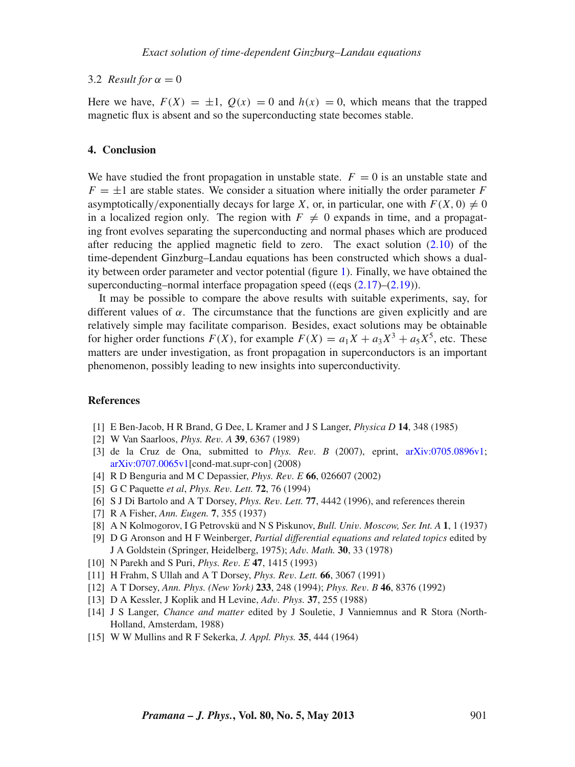### 3.2 *Result for* $\alpha = 0$

Here we have, $F(X) = \pm 1$, $Q(x) = 0$ and $h(x) = 0$, which means that the trapped magnetic flux is absent and so the superconducting state becomes stable.

## 4. Conclusion

We have studied the front propagation in unstable state. $F = 0$ is an unstable state and $F = \pm 1$ are stable states. We consider a situation where initially the order parameter $F$ asymptotically/exponentially decays for large $X$, or, in particular, one with $F(X, 0) \neq 0$ in a localized region only. The region with $F \neq 0$ expands in time, and a propagating front evolves separating the superconducting and normal phases which are produced after reducing the applied magnetic field to zero. The exact solution (2.10) of the time-dependent Ginzburg–Landau equations has been constructed which shows a duality between order parameter and vector potential (figure 1). Finally, we have obtained the superconducting–normal interface propagation speed ((eqs (2.17)–(2.19)).

It may be possible to compare the above results with suitable experiments, say, for different values of $\alpha$. The circumstance that the functions are given explicitly and are relatively simple may facilitate comparison. Besides, exact solutions may be obtainable for higher order functions $F(X)$, for example $F(X) = a_1 X + a_3 X^3 + a_5 X^5$, etc. These matters are under investigation, as front propagation in superconductors is an important phenomenon, possibly leading to new insights into superconductivity.

## References

[1] E Ben-Jacob, H R Brand, G Dee, L Kramer and J S Langer, *Physica D* **14**, 348 (1985)

[2] W Van Saarloos, *Phys. Rev. A* **39**, 6367 (1989)

[3] de la Cruz de Ona, submitted to *Phys. Rev. B* (2007), eprint, arXiv:0705.0896v1; arXiv:0707.0065v1[cond-mat.supr-con] (2008)

[4] R D Benguria and M C Depassier, *Phys. Rev. E* **66**, 026607 (2002)

[5] G C Paquette *et al*, *Phys. Rev. Lett.* **72**, 76 (1994)

[6] S J Di Bartolo and A T Dorsey, *Phys. Rev. Lett.* **77**, 4442 (1996), and references therein

[7] R A Fisher, *Ann. Eugen.* **7**, 355 (1937)

[8] A N Kolmogorov, I G Petrovskü and N S Piskunov, *Bull. Univ. Moscow, Ser. Int. A* **1**, 1 (1937)

[9] D G Aronson and H F Weinberger, *Partial differential equations and related topics* edited by J A Goldstein (Springer, Heidelberg, 1975); *Adv. Math.* **30**, 33 (1978)

[10] N Parekh and S Puri, *Phys. Rev. E* **47**, 1415 (1993)

[11] H Frahm, S Ullah and A T Dorsey, *Phys. Rev. Lett.* **66**, 3067 (1991)

[12] A T Dorsey, *Ann. Phys. (New York)* **233**, 248 (1994); *Phys. Rev. B* **46**, 8376 (1992)

[13] D A Kessler, J Koplik and H Levine, *Adv. Phys.* **37**, 255 (1988)

[14] J S Langer, *Chance and matter* edited by J Souletie, J Vanniemnus and R Stora (North-Holland, Amsterdam, 1988)

[15] W W Mullins and R F Sekerka, *J. Appl. Phys.* **35**, 444 (1964)